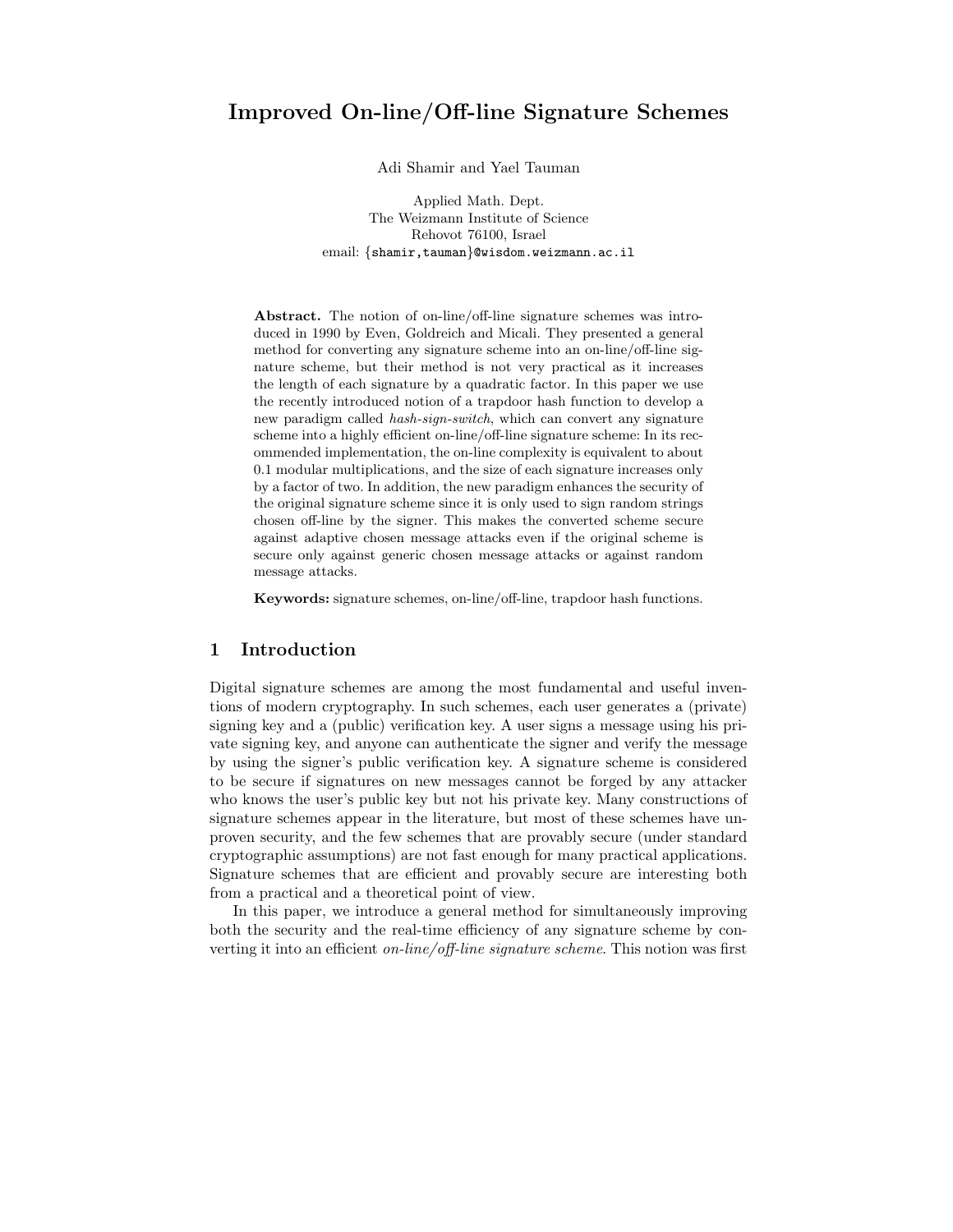# Improved On-line/Off-line Signature Schemes

Adi Shamir and Yael Tauman

Applied Math. Dept.
The Weizmann Institute of Science
Rehovot 76100, Israel
email: {shamir,tauman}@wisdom.weizmann.ac.il

**Abstract.** The notion of on-line/off-line signature schemes was introduced in 1990 by Even, Goldreich and Micali. They presented a general method for converting any signature scheme into an on-line/off-line signature scheme, but their method is not very practical as it increases the length of each signature by a quadratic factor. In this paper we use the recently introduced notion of a trapdoor hash function to develop a new paradigm called *hash-sign-switch*, which can convert any signature scheme into a highly efficient on-line/off-line signature scheme: In its recommended implementation, the on-line complexity is equivalent to about 0.1 modular multiplications, and the size of each signature increases only by a factor of two. In addition, the new paradigm enhances the security of the original signature scheme since it is only used to sign random strings chosen off-line by the signer. This makes the converted scheme secure against adaptive chosen message attacks even if the original scheme is secure only against generic chosen message attacks or against random message attacks.

**Keywords:** signature schemes, on-line/off-line, trapdoor hash functions.

## 1 Introduction

Digital signature schemes are among the most fundamental and useful inventions of modern cryptography. In such schemes, each user generates a (private) signing key and a (public) verification key. A user signs a message using his private signing key, and anyone can authenticate the signer and verify the message by using the signer's public verification key. A signature scheme is considered to be secure if signatures on new messages cannot be forged by any attacker who knows the user's public key but not his private key. Many constructions of signature schemes appear in the literature, but most of these schemes have unproven security, and the few schemes that are provably secure (under standard cryptographic assumptions) are not fast enough for many practical applications. Signature schemes that are efficient and provably secure are interesting both from a practical and a theoretical point of view.

In this paper, we introduce a general method for simultaneously improving both the security and the real-time efficiency of any signature scheme by converting it into an efficient *on-line/off-line signature scheme*. This notion was first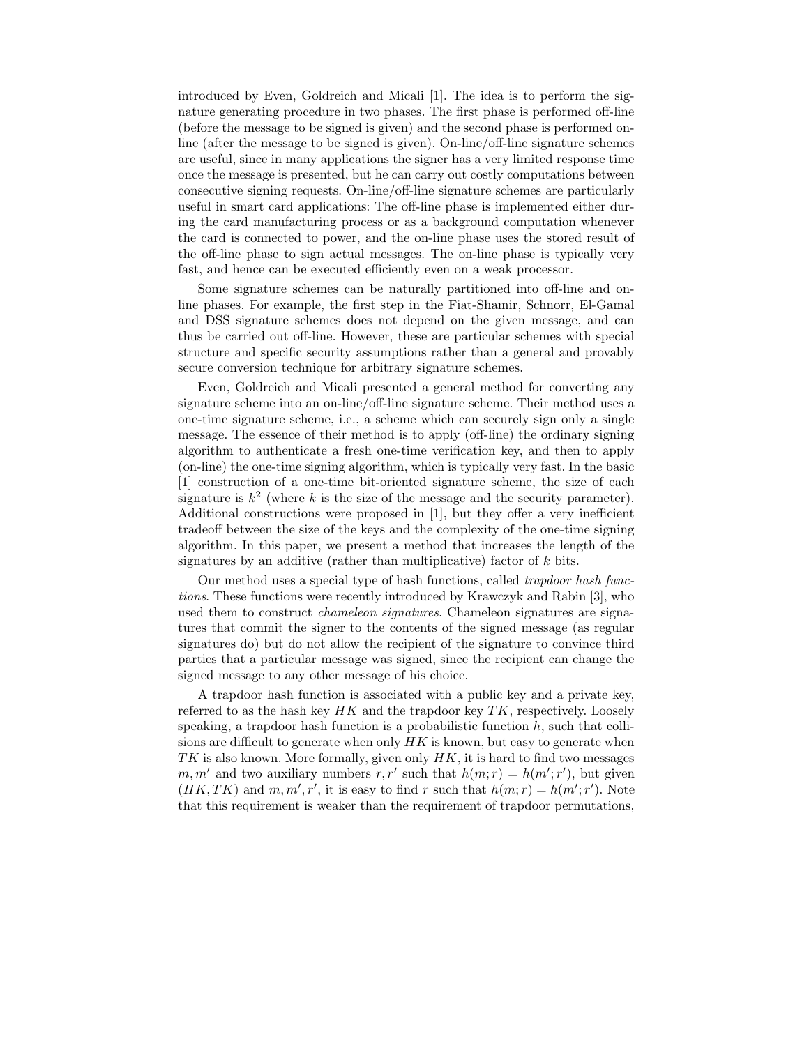introduced by Even, Goldreich and Micali [1]. The idea is to perform the signature generating procedure in two phases. The first phase is performed off-line (before the message to be signed is given) and the second phase is performed on-line (after the message to be signed is given). On-line/off-line signature schemes are useful, since in many applications the signer has a very limited response time once the message is presented, but he can carry out costly computations between consecutive signing requests. On-line/off-line signature schemes are particularly useful in smart card applications: The off-line phase is implemented either during the card manufacturing process or as a background computation whenever the card is connected to power, and the on-line phase uses the stored result of the off-line phase to sign actual messages. The on-line phase is typically very fast, and hence can be executed efficiently even on a weak processor.

Some signature schemes can be naturally partitioned into off-line and on-line phases. For example, the first step in the Fiat-Shamir, Schnorr, El-Gamal and DSS signature schemes does not depend on the given message, and can thus be carried out off-line. However, these are particular schemes with special structure and specific security assumptions rather than a general and provably secure conversion technique for arbitrary signature schemes.

Even, Goldreich and Micali presented a general method for converting any signature scheme into an on-line/off-line signature scheme. Their method uses a one-time signature scheme, i.e., a scheme which can securely sign only a single message. The essence of their method is to apply (off-line) the ordinary signing algorithm to authenticate a fresh one-time verification key, and then to apply (on-line) the one-time signing algorithm, which is typically very fast. In the basic [1] construction of a one-time bit-oriented signature scheme, the size of each signature is $k^2$ (where $k$ is the size of the message and the security parameter). Additional constructions were proposed in [1], but they offer a very inefficient tradeoff between the size of the keys and the complexity of the one-time signing algorithm. In this paper, we present a method that increases the length of the signatures by an additive (rather than multiplicative) factor of $k$ bits.

Our method uses a special type of hash functions, called *trapdoor hash functions*. These functions were recently introduced by Krawczyk and Rabin [3], who used them to construct *chameleon signatures*. Chameleon signatures are signatures that commit the signer to the contents of the signed message (as regular signatures do) but do not allow the recipient of the signature to convince third parties that a particular message was signed, since the recipient can change the signed message to any other message of his choice.

A trapdoor hash function is associated with a public key and a private key, referred to as the hash key $HK$ and the trapdoor key $TK$, respectively. Loosely speaking, a trapdoor hash function is a probabilistic function $h$, such that collisions are difficult to generate when only $HK$ is known, but easy to generate when $TK$ is also known. More formally, given only $HK$, it is hard to find two messages $m, m'$ and two auxiliary numbers $r, r'$ such that $h(m; r) = h(m'; r')$, but given $(HK, TK)$ and $m, m', r'$, it is easy to find $r$ such that $h(m; r) = h(m'; r')$. Note that this requirement is weaker than the requirement of trapdoor permutations,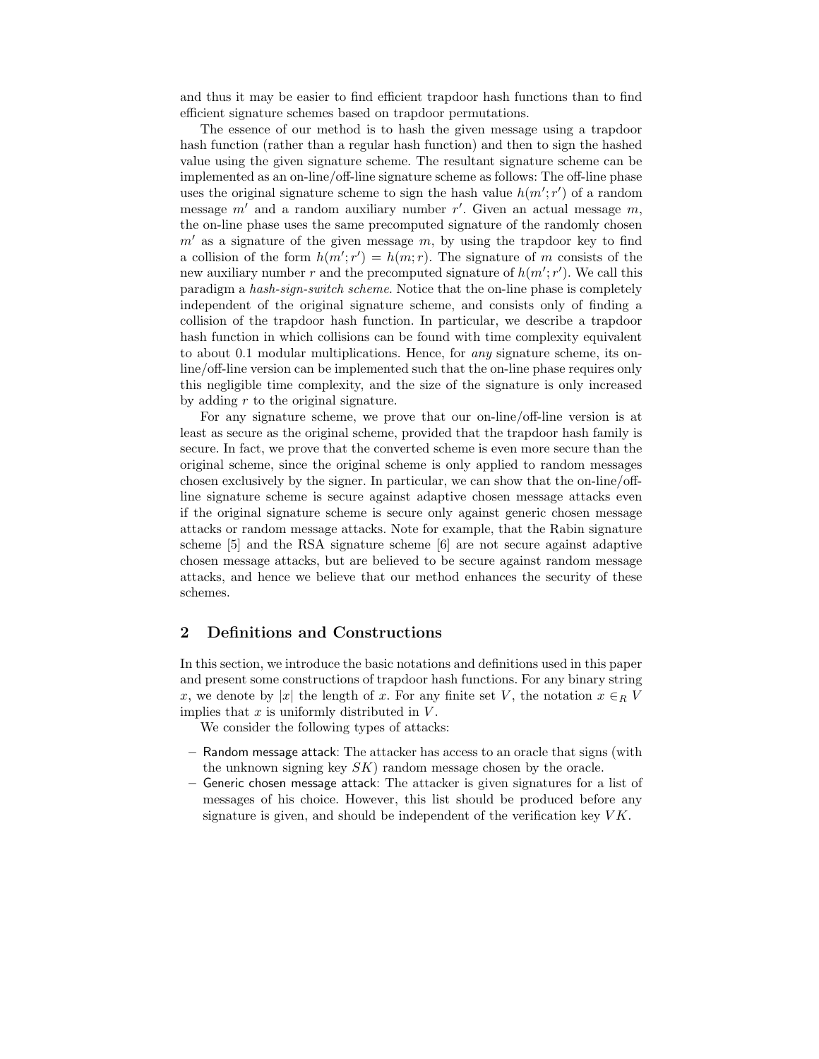and thus it may be easier to find efficient trapdoor hash functions than to find efficient signature schemes based on trapdoor permutations.

The essence of our method is to hash the given message using a trapdoor hash function (rather than a regular hash function) and then to sign the hashed value using the given signature scheme. The resultant signature scheme can be implemented as an on-line/off-line signature scheme as follows: The off-line phase uses the original signature scheme to sign the hash value $h(m'; r')$ of a random message $m'$ and a random auxiliary number $r'$. Given an actual message $m$, the on-line phase uses the same precomputed signature of the randomly chosen $m'$ as a signature of the given message $m$, by using the trapdoor key to find a collision of the form $h(m'; r') = h(m; r)$. The signature of $m$ consists of the new auxiliary number $r$ and the precomputed signature of $h(m'; r')$. We call this paradigm a *hash-sign-switch scheme*. Notice that the on-line phase is completely independent of the original signature scheme, and consists only of finding a collision of the trapdoor hash function. In particular, we describe a trapdoor hash function in which collisions can be found with time complexity equivalent to about 0.1 modular multiplications. Hence, for *any* signature scheme, its on-line/off-line version can be implemented such that the on-line phase requires only this negligible time complexity, and the size of the signature is only increased by adding $r$ to the original signature.

For any signature scheme, we prove that our on-line/off-line version is at least as secure as the original scheme, provided that the trapdoor hash family is secure. In fact, we prove that the converted scheme is even more secure than the original scheme, since the original scheme is only applied to random messages chosen exclusively by the signer. In particular, we can show that the on-line/off-line signature scheme is secure against adaptive chosen message attacks even if the original signature scheme is secure only against generic chosen message attacks or random message attacks. Note for example, that the Rabin signature scheme [5] and the RSA signature scheme [6] are not secure against adaptive chosen message attacks, but are believed to be secure against random message attacks, and hence we believe that our method enhances the security of these schemes.

## 2 Definitions and Constructions

In this section, we introduce the basic notations and definitions used in this paper and present some constructions of trapdoor hash functions. For any binary string $x$, we denote by $|x|$ the length of $x$. For any finite set $V$, the notation $x \in_R V$ implies that $x$ is uniformly distributed in $V$.

We consider the following types of attacks:

- Random message attack: The attacker has access to an oracle that signs (with the unknown signing key $SK$) random message chosen by the oracle.
- Generic chosen message attack: The attacker is given signatures for a list of messages of his choice. However, this list should be produced before any signature is given, and should be independent of the verification key $VK$.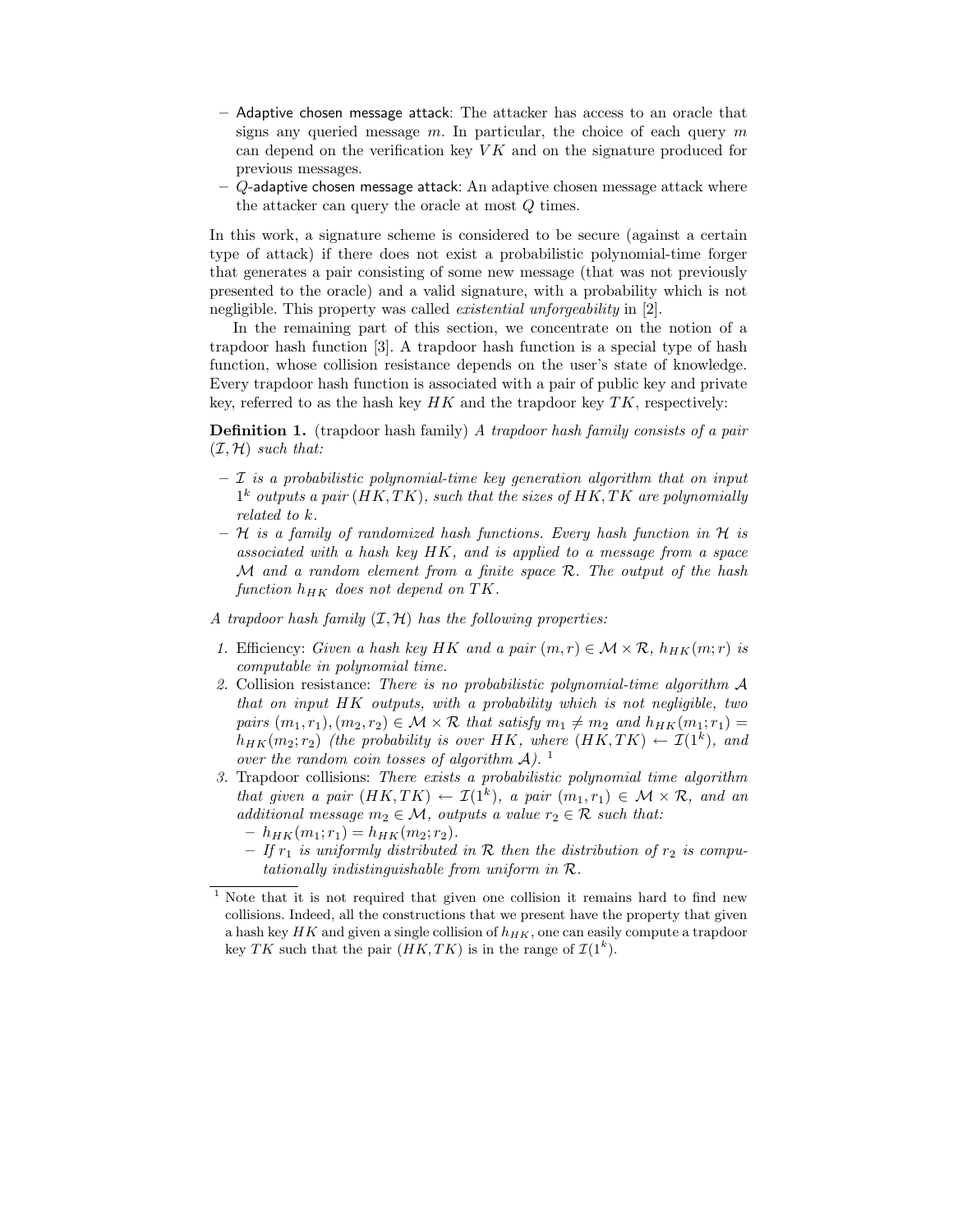– Adaptive chosen message attack: The attacker has access to an oracle that signs any queried message $m$. In particular, the choice of each query $m$ can depend on the verification key $VK$ and on the signature produced for previous messages.
– $Q$-adaptive chosen message attack: An adaptive chosen message attack where the attacker can query the oracle at most $Q$ times.

In this work, a signature scheme is considered to be secure (against a certain type of attack) if there does not exist a probabilistic polynomial-time forger that generates a pair consisting of some new message (that was not previously presented to the oracle) and a valid signature, with a probability which is not negligible. This property was called *existential unforgeability* in [2].

In the remaining part of this section, we concentrate on the notion of a trapdoor hash function [3]. A trapdoor hash function is a special type of hash function, whose collision resistance depends on the user's state of knowledge. Every trapdoor hash function is associated with a pair of public key and private key, referred to as the hash key $HK$ and the trapdoor key $TK$, respectively:

**Definition 1.** (trapdoor hash family) *A trapdoor hash family consists of a pair $(\mathcal{I}, \mathcal{H})$ such that:*

– *$\mathcal{I}$ is a probabilistic polynomial-time key generation algorithm that on input $1^k$ outputs a pair $(HK, TK)$, such that the sizes of $HK, TK$ are polynomially related to $k$.*
– *$\mathcal{H}$ is a family of randomized hash functions. Every hash function in $\mathcal{H}$ is associated with a hash key $HK$, and is applied to a message from a space $\mathcal{M}$ and a random element from a finite space $\mathcal{R}$. The output of the hash function $h_{HK}$ does not depend on $TK$.*

*A trapdoor hash family $(\mathcal{I}, \mathcal{H})$ has the following properties:*

1. Efficiency: *Given a hash key $HK$ and a pair $(m, r) \in \mathcal{M} \times \mathcal{R}$, $h_{HK}(m; r)$ is computable in polynomial time.*
2. Collision resistance: *There is no probabilistic polynomial-time algorithm $\mathcal{A}$ that on input $HK$ outputs, with a probability which is not negligible, two pairs $(m_1, r_1), (m_2, r_2) \in \mathcal{M} \times \mathcal{R}$ that satisfy $m_1 \neq m_2$ and $h_{HK}(m_1; r_1) = h_{HK}(m_2; r_2)$ (the probability is over $HK$, where $(HK, TK) \leftarrow \mathcal{I}(1^k)$, and over the random coin tosses of algorithm $\mathcal{A}$).* [1]
3. Trapdoor collisions: *There exists a probabilistic polynomial time algorithm that given a pair $(HK, TK) \leftarrow \mathcal{I}(1^k)$, a pair $(m_1, r_1) \in \mathcal{M} \times \mathcal{R}$, and an additional message $m_2 \in \mathcal{M}$, outputs a value $r_2 \in \mathcal{R}$ such that:*
   – *$h_{HK}(m_1; r_1) = h_{HK}(m_2; r_2)$.*
   – *If $r_1$ is uniformly distributed in $\mathcal{R}$ then the distribution of $r_2$ is computationally indistinguishable from uniform in $\mathcal{R}$.*

[1] Note that it is not required that given one collision it remains hard to find new collisions. Indeed, all the constructions that we present have the property that given a hash key $HK$ and given a single collision of $h_{HK}$, one can easily compute a trapdoor key $TK$ such that the pair $(HK, TK)$ is in the range of $\mathcal{I}(1^k)$.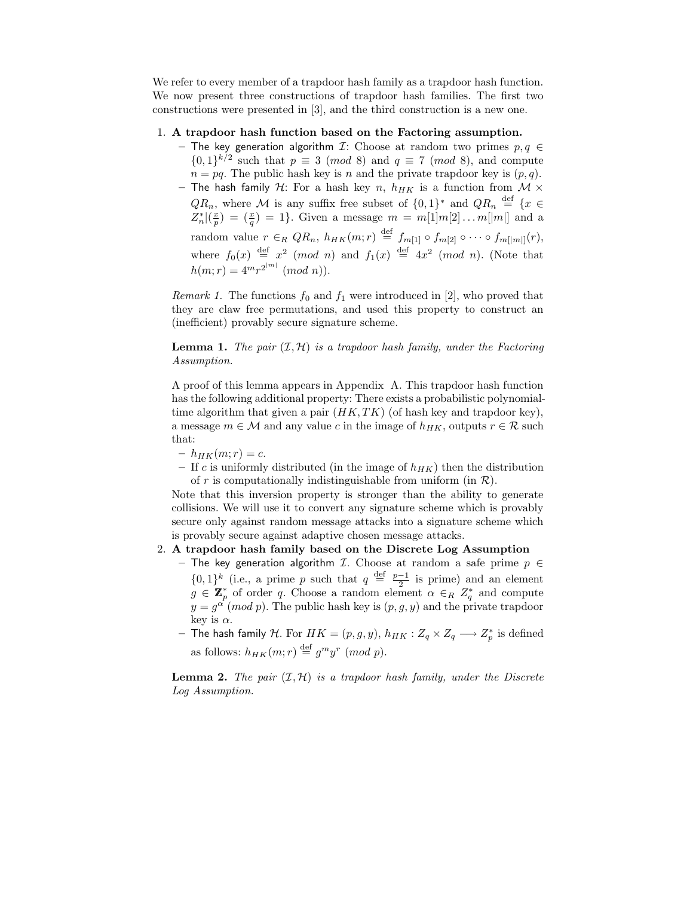We refer to every member of a trapdoor hash family as a trapdoor hash function. We now present three constructions of trapdoor hash families. The first two constructions were presented in [3], and the third construction is a new one.

1. **A trapdoor hash function based on the Factoring assumption.**
   - The key generation algorithm $\mathcal{I}$: Choose at random two primes $p, q \in \{0,1\}^{k/2}$ such that $p \equiv 3 \pmod 8$ and $q \equiv 7 \pmod 8$, and compute $n = pq$. The public hash key is $n$ and the private trapdoor key is $(p, q)$.
   - The hash family $\mathcal{H}$: For a hash key $n$, $h_{HK}$ is a function from $\mathcal{M} \times QR_n$, where $\mathcal{M}$ is any suffix free subset of $\{0,1\}^*$ and $QR_n \stackrel{\text{def}}{=} \{x \in Z_n^* | (\frac{x}{p}) = (\frac{x}{q}) = 1\}$. Given a message $m = m[1]m[2]\dots m[|m|]$ and a random value $r \in_R QR_n$, $h_{HK}(m; r) \stackrel{\text{def}}{=} f_{m[1]} \circ f_{m[2]} \circ \dots \circ f_{m[|m|]}(r)$, where $f_0(x) \stackrel{\text{def}}{=} x^2 \pmod n$ and $f_1(x) \stackrel{\text{def}}{=} 4x^2 \pmod n$. (Note that $h(m; r) = 4^m r^{2^{|m|}} \pmod n$).

   *Remark 1.* The functions $f_0$ and $f_1$ were introduced in [2], who proved that they are claw free permutations, and used this property to construct an (inefficient) provably secure signature scheme.

   **Lemma 1.** *The pair $(\mathcal{I}, \mathcal{H})$ is a trapdoor hash family, under the Factoring Assumption.*

   A proof of this lemma appears in Appendix A. This trapdoor hash function has the following additional property: There exists a probabilistic polynomial-time algorithm that given a pair $(HK, TK)$ (of hash key and trapdoor key), a message $m \in \mathcal{M}$ and any value $c$ in the image of $h_{HK}$, outputs $r \in \mathcal{R}$ such that:
   - $h_{HK}(m; r) = c$.
   - If $c$ is uniformly distributed (in the image of $h_{HK}$) then the distribution of $r$ is computationally indistinguishable from uniform (in $\mathcal{R}$).

   Note that this inversion property is stronger than the ability to generate collisions. We will use it to convert any signature scheme which is provably secure only against random message attacks into a signature scheme which is provably secure against adaptive chosen message attacks.

2. **A trapdoor hash family based on the Discrete Log Assumption**
   - The key generation algorithm $\mathcal{I}$. Choose at random a safe prime $p \in \{0,1\}^k$ (i.e., a prime $p$ such that $q \stackrel{\text{def}}{=} \frac{p-1}{2}$ is prime) and an element $g \in \mathbf{Z}_p^*$ of order $q$. Choose a random element $\alpha \in_R Z_q^*$ and compute $y = g^\alpha \pmod p$. The public hash key is $(p, g, y)$ and the private trapdoor key is $\alpha$.
   - The hash family $\mathcal{H}$. For $HK = (p, g, y)$, $h_{HK} : Z_q \times Z_q \longrightarrow Z_p^*$ is defined as follows: $h_{HK}(m; r) \stackrel{\text{def}}{=} g^m y^r \pmod p$.

   **Lemma 2.** *The pair $(\mathcal{I}, \mathcal{H})$ is a trapdoor hash family, under the Discrete Log Assumption.*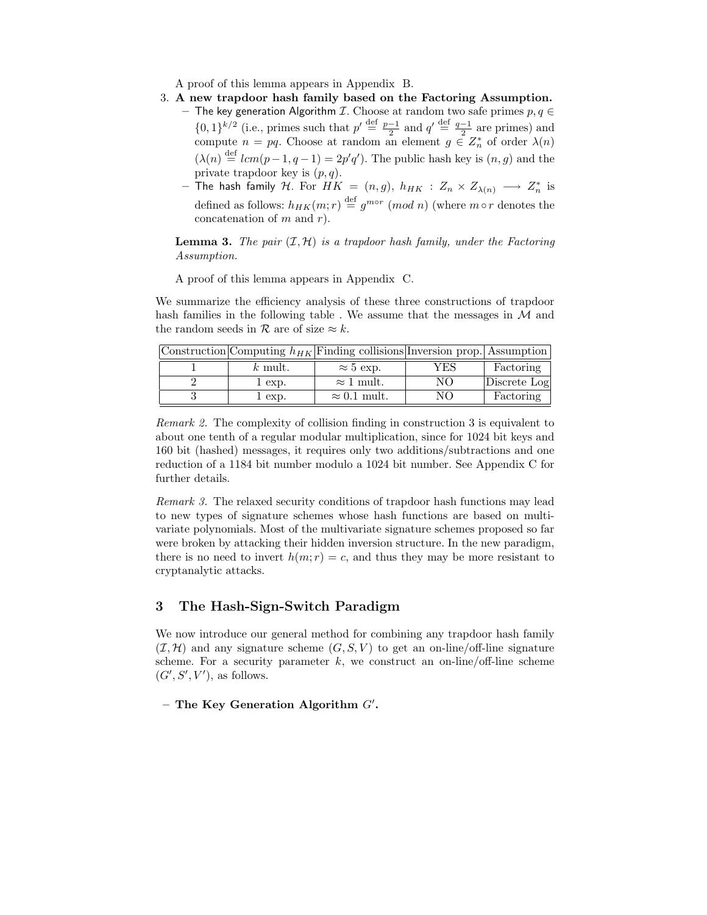A proof of this lemma appears in Appendix B.

3. **A new trapdoor hash family based on the Factoring Assumption.**
   - The key generation Algorithm $\mathcal{I}$. Choose at random two safe primes $p, q \in \{0,1\}^{k/2}$ (i.e., primes such that $p' \stackrel{\text{def}}{=} \frac{p-1}{2}$ and $q' \stackrel{\text{def}}{=} \frac{q-1}{2}$ are primes) and compute $n = pq$. Choose at random an element $g \in Z_n^*$ of order $\lambda(n)$ ($\lambda(n) \stackrel{\text{def}}{=} lcm(p-1, q-1) = 2p'q'$). The public hash key is $(n, g)$ and the private trapdoor key is $(p, q)$.
   - The hash family $\mathcal{H}$. For $HK = (n, g)$, $h_{HK} : Z_n \times Z_{\lambda(n)} \longrightarrow Z_n^*$ is defined as follows: $h_{HK}(m; r) \stackrel{\text{def}}{=} g^{m \circ r} \ (mod\ n)$ (where $m \circ r$ denotes the concatenation of $m$ and $r$).

   **Lemma 3.** *The pair $(\mathcal{I}, \mathcal{H})$ is a trapdoor hash family, under the Factoring Assumption.*

   A proof of this lemma appears in Appendix C.

We summarize the efficiency analysis of these three constructions of trapdoor hash families in the following table . We assume that the messages in $\mathcal{M}$ and the random seeds in $\mathcal{R}$ are of size $\approx k$.

| Construction | Computing $h_{HK}$ | Finding collisions | Inversion prop. | Assumption |
|---|---|---|---|---|
| 1 | $k$ mult. | $\approx 5$ exp. | YES | Factoring |
| 2 | 1 exp. | $\approx 1$ mult. | NO | Discrete Log |
| 3 | 1 exp. | $\approx 0.1$ mult. | NO | Factoring |

*Remark 2.* The complexity of collision finding in construction 3 is equivalent to about one tenth of a regular modular multiplication, since for 1024 bit keys and 160 bit (hashed) messages, it requires only two additions/subtractions and one reduction of a 1184 bit number modulo a 1024 bit number. See Appendix C for further details.

*Remark 3.* The relaxed security conditions of trapdoor hash functions may lead to new types of signature schemes whose hash functions are based on multivariate polynomials. Most of the multivariate signature schemes proposed so far were broken by attacking their hidden inversion structure. In the new paradigm, there is no need to invert $h(m; r) = c$, and thus they may be more resistant to cryptanalytic attacks.

## 3 The Hash-Sign-Switch Paradigm

We now introduce our general method for combining any trapdoor hash family $(\mathcal{I}, \mathcal{H})$ and any signature scheme $(G, S, V)$ to get an on-line/off-line signature scheme. For a security parameter $k$, we construct an on-line/off-line scheme $(G', S', V')$, as follows.

- **The Key Generation Algorithm $G'$.**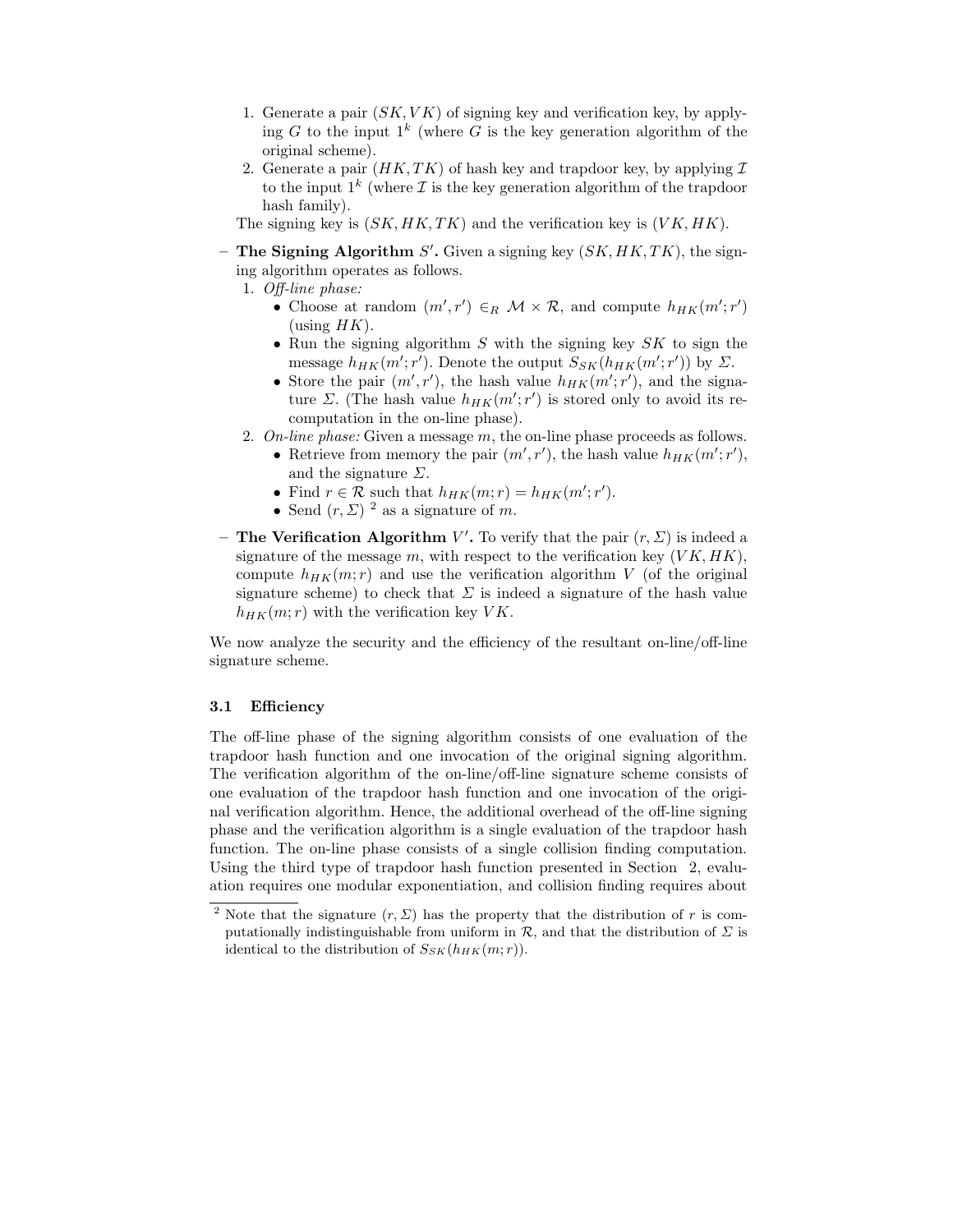1. Generate a pair $(SK, VK)$ of signing key and verification key, by applying $G$ to the input $1^k$ (where $G$ is the key generation algorithm of the original scheme).
2. Generate a pair $(HK, TK)$ of hash key and trapdoor key, by applying $\mathcal{I}$ to the input $1^k$ (where $\mathcal{I}$ is the key generation algorithm of the trapdoor hash family).

The signing key is $(SK, HK, TK)$ and the verification key is $(VK, HK)$.

- **The Signing Algorithm $S'$.** Given a signing key $(SK, HK, TK)$, the signing algorithm operates as follows.
  1. *Off-line phase:*
     - Choose at random $(m', r') \in_R \mathcal{M} \times \mathcal{R}$, and compute $h_{HK}(m'; r')$ (using $HK$).
     - Run the signing algorithm $S$ with the signing key $SK$ to sign the message $h_{HK}(m'; r')$. Denote the output $S_{SK}(h_{HK}(m'; r'))$ by $\Sigma$.
     - Store the pair $(m', r')$, the hash value $h_{HK}(m'; r')$, and the signature $\Sigma$. (The hash value $h_{HK}(m'; r')$ is stored only to avoid its recomputation in the on-line phase).
  2. *On-line phase:* Given a message $m$, the on-line phase proceeds as follows.
     - Retrieve from memory the pair $(m', r')$, the hash value $h_{HK}(m'; r')$, and the signature $\Sigma$.
     - Find $r \in \mathcal{R}$ such that $h_{HK}(m; r) = h_{HK}(m'; r')$.
     - Send $(r, \Sigma)$ [2] as a signature of $m$.
- **The Verification Algorithm $V'$.** To verify that the pair $(r, \Sigma)$ is indeed a signature of the message $m$, with respect to the verification key $(VK, HK)$, compute $h_{HK}(m; r)$ and use the verification algorithm $V$ (of the original signature scheme) to check that $\Sigma$ is indeed a signature of the hash value $h_{HK}(m; r)$ with the verification key $VK$.

We now analyze the security and the efficiency of the resultant on-line/off-line signature scheme.

### 3.1 Efficiency

The off-line phase of the signing algorithm consists of one evaluation of the trapdoor hash function and one invocation of the original signing algorithm. The verification algorithm of the on-line/off-line signature scheme consists of one evaluation of the trapdoor hash function and one invocation of the original verification algorithm. Hence, the additional overhead of the off-line signing phase and the verification algorithm is a single evaluation of the trapdoor hash function. The on-line phase consists of a single collision finding computation. Using the third type of trapdoor hash function presented in Section 2, evaluation requires one modular exponentiation, and collision finding requires about

[2] Note that the signature $(r, \Sigma)$ has the property that the distribution of $r$ is computationally indistinguishable from uniform in $\mathcal{R}$, and that the distribution of $\Sigma$ is identical to the distribution of $S_{SK}(h_{HK}(m; r))$.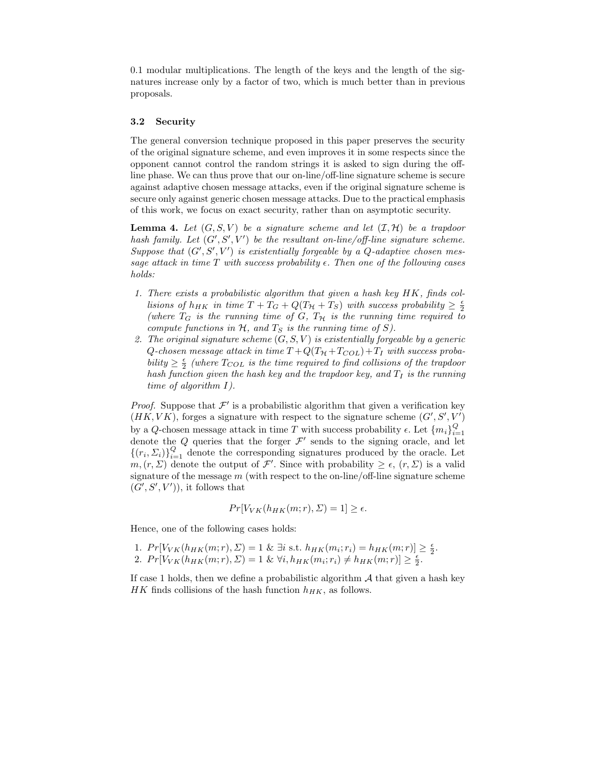0.1 modular multiplications. The length of the keys and the length of the signatures increase only by a factor of two, which is much better than in previous proposals.

### 3.2 Security

The general conversion technique proposed in this paper preserves the security of the original signature scheme, and even improves it in some respects since the opponent cannot control the random strings it is asked to sign during the off-line phase. We can thus prove that our on-line/off-line signature scheme is secure against adaptive chosen message attacks, even if the original signature scheme is secure only against generic chosen message attacks. Due to the practical emphasis of this work, we focus on exact security, rather than on asymptotic security.

**Lemma 4.** *Let $(G, S, V)$ be a signature scheme and let $(\mathcal{I}, \mathcal{H})$ be a trapdoor hash family. Let $(G', S', V')$ be the resultant on-line/off-line signature scheme. Suppose that $(G', S', V')$ is existentially forgeable by a $Q$-adaptive chosen message attack in time $T$ with success probability $\epsilon$. Then one of the following cases holds:*

1. *There exists a probabilistic algorithm that given a hash key $HK$, finds collisions of $h_{HK}$ in time $T + T_G + Q(T_{\mathcal{H}} + T_S)$ with success probability $\geq \frac{\epsilon}{2}$ (where $T_G$ is the running time of $G$, $T_{\mathcal{H}}$ is the running time required to compute functions in $\mathcal{H}$, and $T_S$ is the running time of $S$).*
2. *The original signature scheme $(G, S, V)$ is existentially forgeable by a generic $Q$-chosen message attack in time $T + Q(T_{\mathcal{H}} + T_{COL}) + T_I$ with success probability $\geq \frac{\epsilon}{2}$ (where $T_{COL}$ is the time required to find collisions of the trapdoor hash function given the hash key and the trapdoor key, and $T_I$ is the running time of algorithm $I$).*

*Proof.* Suppose that $\mathcal{F}'$ is a probabilistic algorithm that given a verification key $(HK, VK)$, forges a signature with respect to the signature scheme $(G', S', V')$ by a $Q$-chosen message attack in time $T$ with success probability $\epsilon$. Let $\{m_i\}_{i=1}^{Q}$ denote the $Q$ queries that the forger $\mathcal{F}'$ sends to the signing oracle, and let $\{(r_i, \Sigma_i)\}_{i=1}^{Q}$ denote the corresponding signatures produced by the oracle. Let $m, (r, \Sigma)$ denote the output of $\mathcal{F}'$. Since with probability $\geq \epsilon$, $(r, \Sigma)$ is a valid signature of the message $m$ (with respect to the on-line/off-line signature scheme $(G', S', V')$), it follows that

$$Pr[V_{VK}(h_{HK}(m; r), \Sigma) = 1] \geq \epsilon.$$

Hence, one of the following cases holds:

1. $Pr[V_{VK}(h_{HK}(m; r), \Sigma) = 1 \ \& \ \exists i \text{ s.t. } h_{HK}(m_i; r_i) = h_{HK}(m; r)] \geq \frac{\epsilon}{2}$.
2. $Pr[V_{VK}(h_{HK}(m; r), \Sigma) = 1 \ \& \ \forall i, h_{HK}(m_i; r_i) \neq h_{HK}(m; r)] \geq \frac{\epsilon}{2}$.

If case 1 holds, then we define a probabilistic algorithm $\mathcal{A}$ that given a hash key $HK$ finds collisions of the hash function $h_{HK}$, as follows.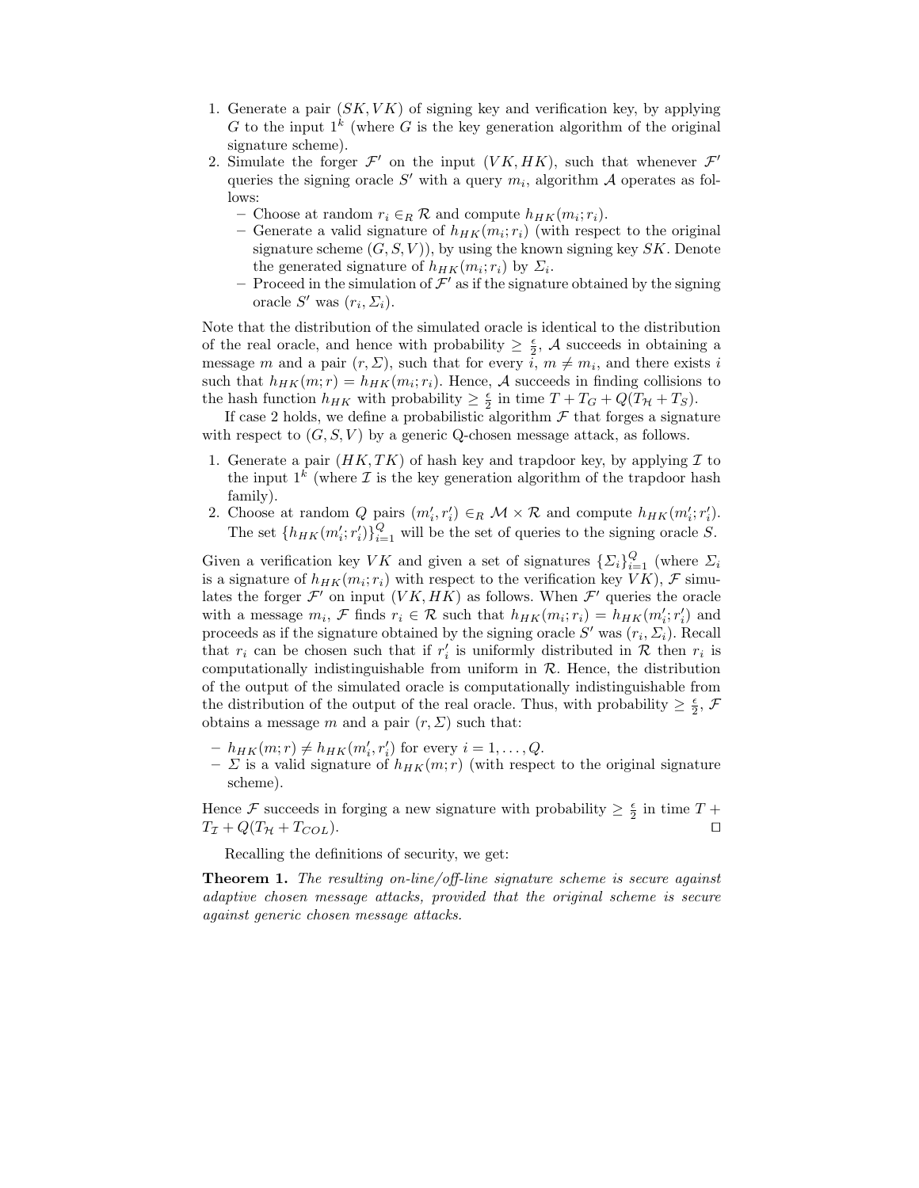1. Generate a pair $(SK, VK)$ of signing key and verification key, by applying $G$ to the input $1^k$ (where $G$ is the key generation algorithm of the original signature scheme).
2. Simulate the forger $\mathcal{F}'$ on the input $(VK, HK)$, such that whenever $\mathcal{F}'$ queries the signing oracle $S'$ with a query $m_i$, algorithm $\mathcal{A}$ operates as follows:
   - Choose at random $r_i \in_R \mathcal{R}$ and compute $h_{HK}(m_i; r_i)$.
   - Generate a valid signature of $h_{HK}(m_i; r_i)$ (with respect to the original signature scheme $(G, S, V)$), by using the known signing key $SK$. Denote the generated signature of $h_{HK}(m_i; r_i)$ by $\Sigma_i$.
   - Proceed in the simulation of $\mathcal{F}'$ as if the signature obtained by the signing oracle $S'$ was $(r_i, \Sigma_i)$.

Note that the distribution of the simulated oracle is identical to the distribution of the real oracle, and hence with probability $\geq \frac{\epsilon}{2}$, $\mathcal{A}$ succeeds in obtaining a message $m$ and a pair $(r, \Sigma)$, such that for every $i$, $m \neq m_i$, and there exists $i$ such that $h_{HK}(m; r) = h_{HK}(m_i; r_i)$. Hence, $\mathcal{A}$ succeeds in finding collisions to the hash function $h_{HK}$ with probability $\geq \frac{\epsilon}{2}$ in time $T + T_G + Q(T_{\mathcal{H}} + T_S)$.

If case 2 holds, we define a probabilistic algorithm $\mathcal{F}$ that forges a signature with respect to $(G, S, V)$ by a generic Q-chosen message attack, as follows.

1. Generate a pair $(HK, TK)$ of hash key and trapdoor key, by applying $\mathcal{I}$ to the input $1^k$ (where $\mathcal{I}$ is the key generation algorithm of the trapdoor hash family).
2. Choose at random $Q$ pairs $(m'_i, r'_i) \in_R \mathcal{M} \times \mathcal{R}$ and compute $h_{HK}(m'_i; r'_i)$. The set $\{h_{HK}(m'_i; r'_i)\}_{i=1}^{Q}$ will be the set of queries to the signing oracle $S$.

Given a verification key $VK$ and given a set of signatures $\{\Sigma_i\}_{i=1}^{Q}$ (where $\Sigma_i$ is a signature of $h_{HK}(m_i; r_i)$ with respect to the verification key $VK$), $\mathcal{F}$ simulates the forger $\mathcal{F}'$ on input $(VK, HK)$ as follows. When $\mathcal{F}'$ queries the oracle with a message $m_i$, $\mathcal{F}$ finds $r_i \in \mathcal{R}$ such that $h_{HK}(m_i; r_i) = h_{HK}(m'_i; r'_i)$ and proceeds as if the signature obtained by the signing oracle $S'$ was $(r_i, \Sigma_i)$. Recall that $r_i$ can be chosen such that if $r'_i$ is uniformly distributed in $\mathcal{R}$ then $r_i$ is computationally indistinguishable from uniform in $\mathcal{R}$. Hence, the distribution of the output of the simulated oracle is computationally indistinguishable from the distribution of the output of the real oracle. Thus, with probability $\geq \frac{\epsilon}{2}$, $\mathcal{F}$ obtains a message $m$ and a pair $(r, \Sigma)$ such that:

- $h_{HK}(m; r) \neq h_{HK}(m'_i, r'_i)$ for every $i = 1, \ldots, Q$.
- $\Sigma$ is a valid signature of $h_{HK}(m; r)$ (with respect to the original signature scheme).

Hence $\mathcal{F}$ succeeds in forging a new signature with probability $\geq \frac{\epsilon}{2}$ in time $T + T_{\mathcal{I}} + Q(T_{\mathcal{H}} + T_{COL})$. □

Recalling the definitions of security, we get:

**Theorem 1.** *The resulting on-line/off-line signature scheme is secure against adaptive chosen message attacks, provided that the original scheme is secure against generic chosen message attacks.*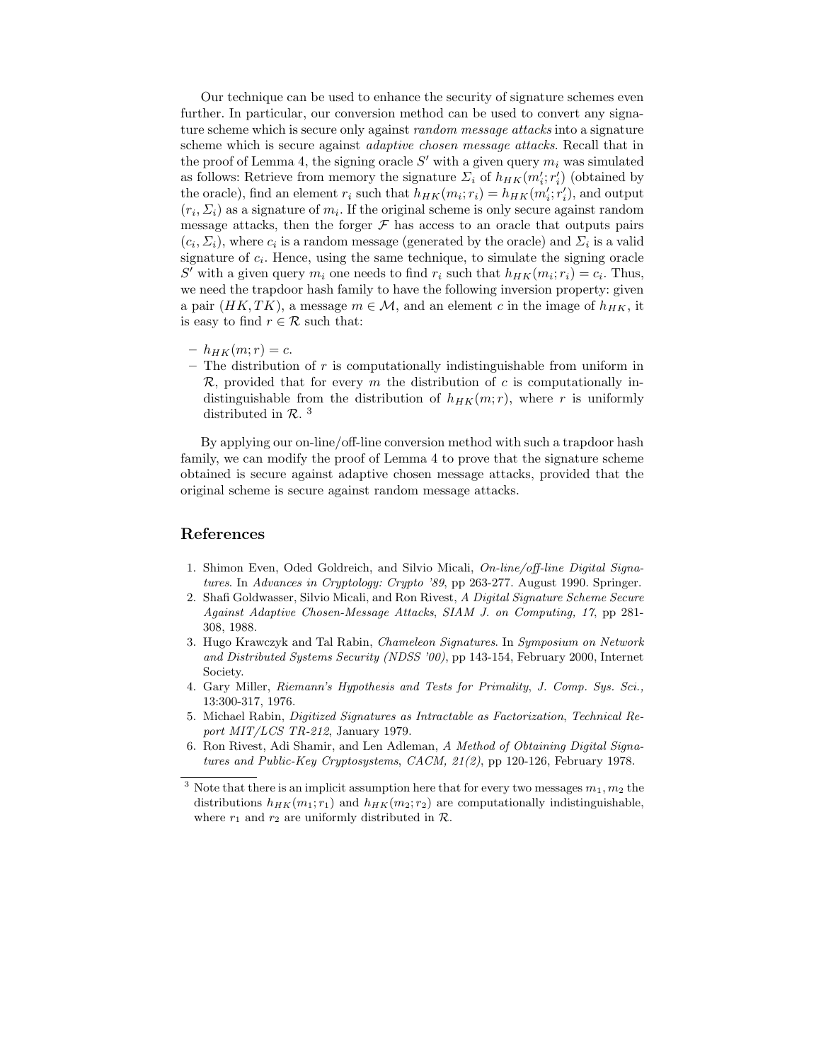Our technique can be used to enhance the security of signature schemes even further. In particular, our conversion method can be used to convert any signature scheme which is secure only against *random message attacks* into a signature scheme which is secure against *adaptive chosen message attacks*. Recall that in the proof of Lemma 4, the signing oracle $S'$ with a given query $m_i$ was simulated as follows: Retrieve from memory the signature $\Sigma_i$ of $h_{HK}(m'_i; r'_i)$ (obtained by the oracle), find an element $r_i$ such that $h_{HK}(m_i; r_i) = h_{HK}(m'_i; r'_i)$, and output $(r_i, \Sigma_i)$ as a signature of $m_i$. If the original scheme is only secure against random message attacks, then the forger $\mathcal{F}$ has access to an oracle that outputs pairs $(c_i, \Sigma_i)$, where $c_i$ is a random message (generated by the oracle) and $\Sigma_i$ is a valid signature of $c_i$. Hence, using the same technique, to simulate the signing oracle $S'$ with a given query $m_i$ one needs to find $r_i$ such that $h_{HK}(m_i; r_i) = c_i$. Thus, we need the trapdoor hash family to have the following inversion property: given a pair $(HK, TK)$, a message $m \in \mathcal{M}$, and an element $c$ in the image of $h_{HK}$, it is easy to find $r \in \mathcal{R}$ such that:

- $h_{HK}(m; r) = c$.
- The distribution of $r$ is computationally indistinguishable from uniform in $\mathcal{R}$, provided that for every $m$ the distribution of $c$ is computationally indistinguishable from the distribution of $h_{HK}(m; r)$, where $r$ is uniformly distributed in $\mathcal{R}$. [3]

By applying our on-line/off-line conversion method with such a trapdoor hash family, we can modify the proof of Lemma 4 to prove that the signature scheme obtained is secure against adaptive chosen message attacks, provided that the original scheme is secure against random message attacks.

## References

1. Shimon Even, Oded Goldreich, and Silvio Micali, *On-line/off-line Digital Signatures*. In *Advances in Cryptology: Crypto '89*, pp 263-277. August 1990. Springer.
2. Shafi Goldwasser, Silvio Micali, and Ron Rivest, *A Digital Signature Scheme Secure Against Adaptive Chosen-Message Attacks*, *SIAM J. on Computing, 17*, pp 281-308, 1988.
3. Hugo Krawczyk and Tal Rabin, *Chameleon Signatures*. In *Symposium on Network and Distributed Systems Security (NDSS '00)*, pp 143-154, February 2000, Internet Society.
4. Gary Miller, *Riemann's Hypothesis and Tests for Primality*, *J. Comp. Sys. Sci.,* 13:300-317, 1976.
5. Michael Rabin, *Digitized Signatures as Intractable as Factorization*, *Technical Report MIT/LCS TR-212*, January 1979.
6. Ron Rivest, Adi Shamir, and Len Adleman, *A Method of Obtaining Digital Signatures and Public-Key Cryptosystems*, *CACM, 21(2)*, pp 120-126, February 1978.

[3] Note that there is an implicit assumption here that for every two messages $m_1, m_2$ the distributions $h_{HK}(m_1; r_1)$ and $h_{HK}(m_2; r_2)$ are computationally indistinguishable, where $r_1$ and $r_2$ are uniformly distributed in $\mathcal{R}$.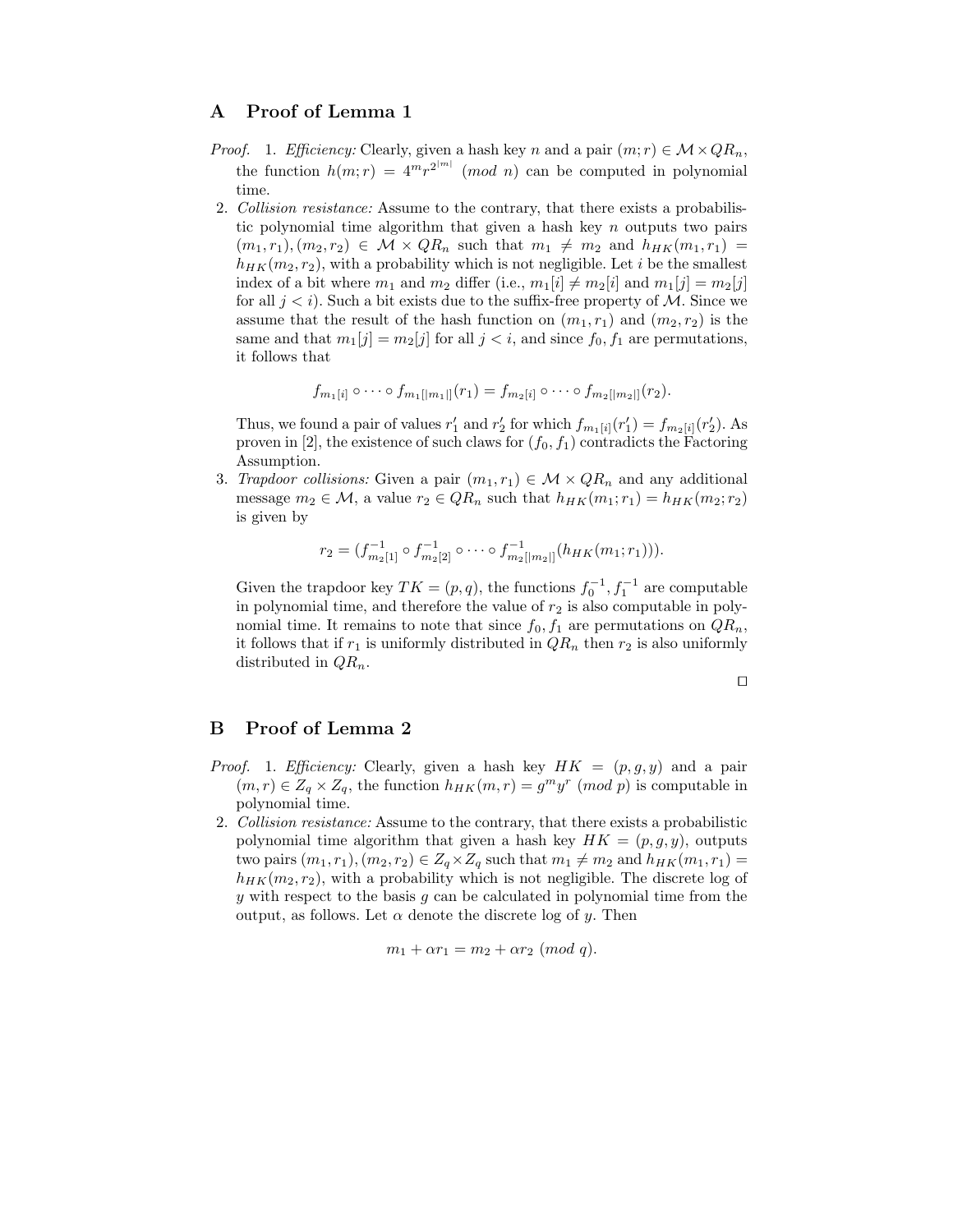## A Proof of Lemma 1

*Proof.* 1. *Efficiency:* Clearly, given a hash key $n$ and a pair $(m; r) \in \mathcal{M} \times QR_n$, the function $h(m; r) = 4^m r^{2^{|m|}}$ $(mod\ n)$ can be computed in polynomial time.

2. *Collision resistance:* Assume to the contrary, that there exists a probabilistic polynomial time algorithm that given a hash key $n$ outputs two pairs $(m_1, r_1), (m_2, r_2) \in \mathcal{M} \times QR_n$ such that $m_1 \neq m_2$ and $h_{HK}(m_1, r_1) = h_{HK}(m_2, r_2)$, with a probability which is not negligible. Let $i$ be the smallest index of a bit where $m_1$ and $m_2$ differ (i.e., $m_1[i] \neq m_2[i]$ and $m_1[j] = m_2[j]$ for all $j < i$). Such a bit exists due to the suffix-free property of $\mathcal{M}$. Since we assume that the result of the hash function on $(m_1, r_1)$ and $(m_2, r_2)$ is the same and that $m_1[j] = m_2[j]$ for all $j < i$, and since $f_0, f_1$ are permutations, it follows that

$$f_{m_1[i]} \circ \cdots \circ f_{m_1[|m_1|]}(r_1) = f_{m_2[i]} \circ \cdots \circ f_{m_2[|m_2|]}(r_2).$$

Thus, we found a pair of values $r_1'$ and $r_2'$ for which $f_{m_1[i]}(r_1') = f_{m_2[i]}(r_2')$. As proven in [2], the existence of such claws for $(f_0, f_1)$ contradicts the Factoring Assumption.

3. *Trapdoor collisions:* Given a pair $(m_1, r_1) \in \mathcal{M} \times QR_n$ and any additional message $m_2 \in \mathcal{M}$, a value $r_2 \in QR_n$ such that $h_{HK}(m_1; r_1) = h_{HK}(m_2; r_2)$ is given by

$$r_2 = (f^{-1}_{m_2[1]} \circ f^{-1}_{m_2[2]} \circ \cdots \circ f^{-1}_{m_2[|m_2|]}(h_{HK}(m_1; r_1))).$$

Given the trapdoor key $TK = (p, q)$, the functions $f_0^{-1}, f_1^{-1}$ are computable in polynomial time, and therefore the value of $r_2$ is also computable in polynomial time. It remains to note that since $f_0, f_1$ are permutations on $QR_n$, it follows that if $r_1$ is uniformly distributed in $QR_n$ then $r_2$ is also uniformly distributed in $QR_n$.

□

## B Proof of Lemma 2

*Proof.* 1. *Efficiency:* Clearly, given a hash key $HK = (p, g, y)$ and a pair $(m, r) \in Z_q \times Z_q$, the function $h_{HK}(m, r) = g^m y^r$ $(mod\ p)$ is computable in polynomial time.

2. *Collision resistance:* Assume to the contrary, that there exists a probabilistic polynomial time algorithm that given a hash key $HK = (p, g, y)$, outputs two pairs $(m_1, r_1), (m_2, r_2) \in Z_q \times Z_q$ such that $m_1 \neq m_2$ and $h_{HK}(m_1, r_1) = h_{HK}(m_2, r_2)$, with a probability which is not negligible. The discrete log of $y$ with respect to the basis $g$ can be calculated in polynomial time from the output, as follows. Let $\alpha$ denote the discrete log of $y$. Then

$$m_1 + \alpha r_1 = m_2 + \alpha r_2 \ (mod\ q).$$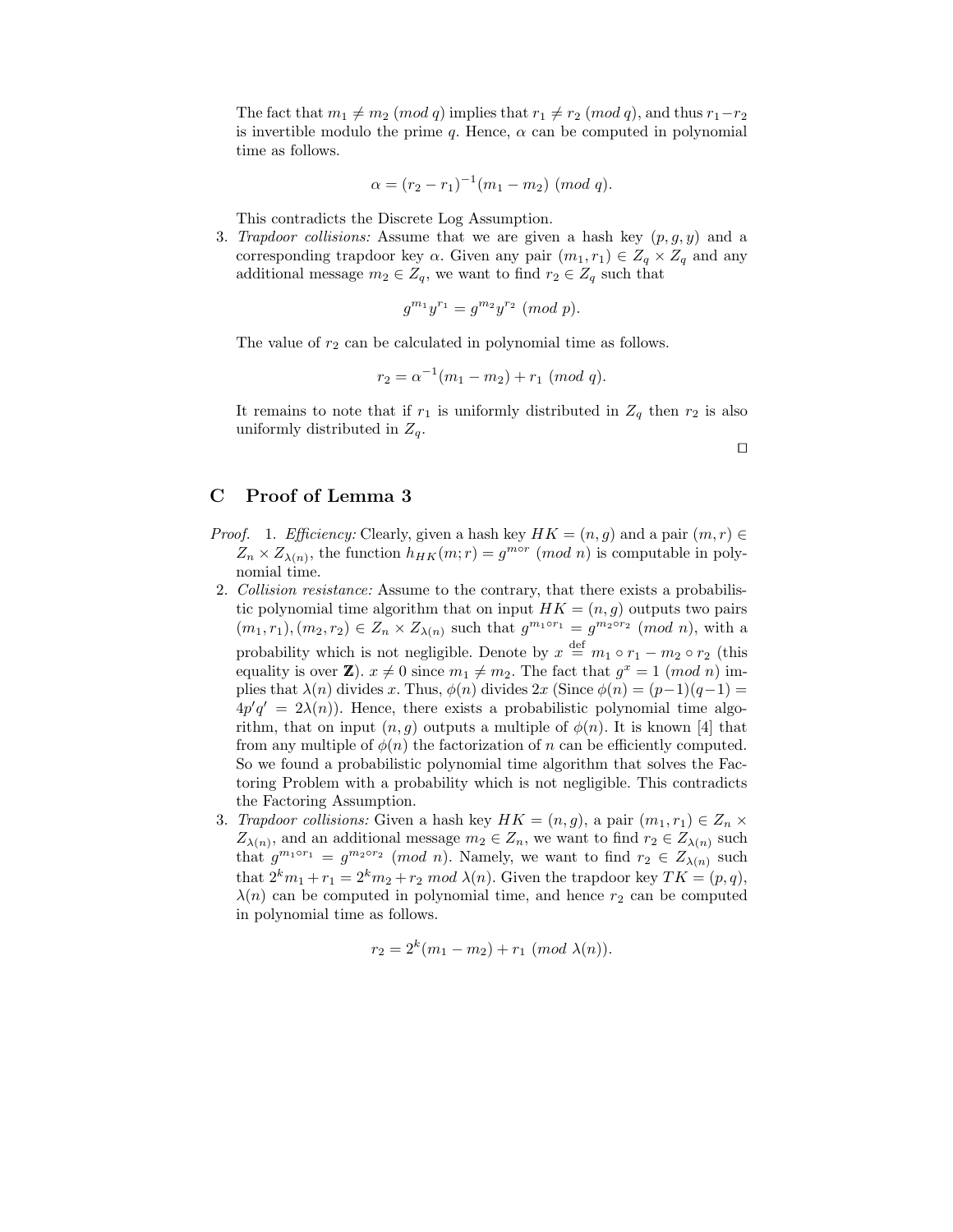The fact that $m_1 \neq m_2 \ (mod\ q)$ implies that $r_1 \neq r_2 \ (mod\ q)$, and thus $r_1 - r_2$ is invertible modulo the prime $q$. Hence, $\alpha$ can be computed in polynomial time as follows.

$$\alpha = (r_2 - r_1)^{-1}(m_1 - m_2) \ (mod\ q).$$

This contradicts the Discrete Log Assumption.

3. *Trapdoor collisions:* Assume that we are given a hash key $(p, g, y)$ and a corresponding trapdoor key $\alpha$. Given any pair $(m_1, r_1) \in Z_q \times Z_q$ and any additional message $m_2 \in Z_q$, we want to find $r_2 \in Z_q$ such that

$$g^{m_1} y^{r_1} = g^{m_2} y^{r_2} \ (mod\ p).$$

The value of $r_2$ can be calculated in polynomial time as follows.

$$r_2 = \alpha^{-1}(m_1 - m_2) + r_1 \ (mod\ q).$$

It remains to note that if $r_1$ is uniformly distributed in $Z_q$ then $r_2$ is also uniformly distributed in $Z_q$.

□

## C Proof of Lemma 3

*Proof.*

1. *Efficiency:* Clearly, given a hash key $HK = (n, g)$ and a pair $(m, r) \in Z_n \times Z_{\lambda(n)}$, the function $h_{HK}(m; r) = g^{m \circ r} \ (mod\ n)$ is computable in polynomial time.
2. *Collision resistance:* Assume to the contrary, that there exists a probabilistic polynomial time algorithm that on input $HK = (n, g)$ outputs two pairs $(m_1, r_1), (m_2, r_2) \in Z_n \times Z_{\lambda(n)}$ such that $g^{m_1 \circ r_1} = g^{m_2 \circ r_2} \ (mod\ n)$, with a probability which is not negligible. Denote by $x \stackrel{\text{def}}{=} m_1 \circ r_1 - m_2 \circ r_2$ (this equality is over $\mathbb{Z}$). $x \neq 0$ since $m_1 \neq m_2$. The fact that $g^x = 1 \ (mod\ n)$ implies that $\lambda(n)$ divides $x$. Thus, $\phi(n)$ divides $2x$ (Since $\phi(n) = (p-1)(q-1) = 4p'q' = 2\lambda(n)$). Hence, there exists a probabilistic polynomial time algorithm, that on input $(n, g)$ outputs a multiple of $\phi(n)$. It is known [4] that from any multiple of $\phi(n)$ the factorization of $n$ can be efficiently computed. So we found a probabilistic polynomial time algorithm that solves the Factoring Problem with a probability which is not negligible. This contradicts the Factoring Assumption.
3. *Trapdoor collisions:* Given a hash key $HK = (n, g)$, a pair $(m_1, r_1) \in Z_n \times Z_{\lambda(n)}$, and an additional message $m_2 \in Z_n$, we want to find $r_2 \in Z_{\lambda(n)}$ such that $g^{m_1 \circ r_1} = g^{m_2 \circ r_2} \ (mod\ n)$. Namely, we want to find $r_2 \in Z_{\lambda(n)}$ such that $2^k m_1 + r_1 = 2^k m_2 + r_2 \ mod\ \lambda(n)$. Given the trapdoor key $TK = (p, q)$, $\lambda(n)$ can be computed in polynomial time, and hence $r_2$ can be computed in polynomial time as follows.

$$r_2 = 2^k(m_1 - m_2) + r_1 \ (mod\ \lambda(n)).$$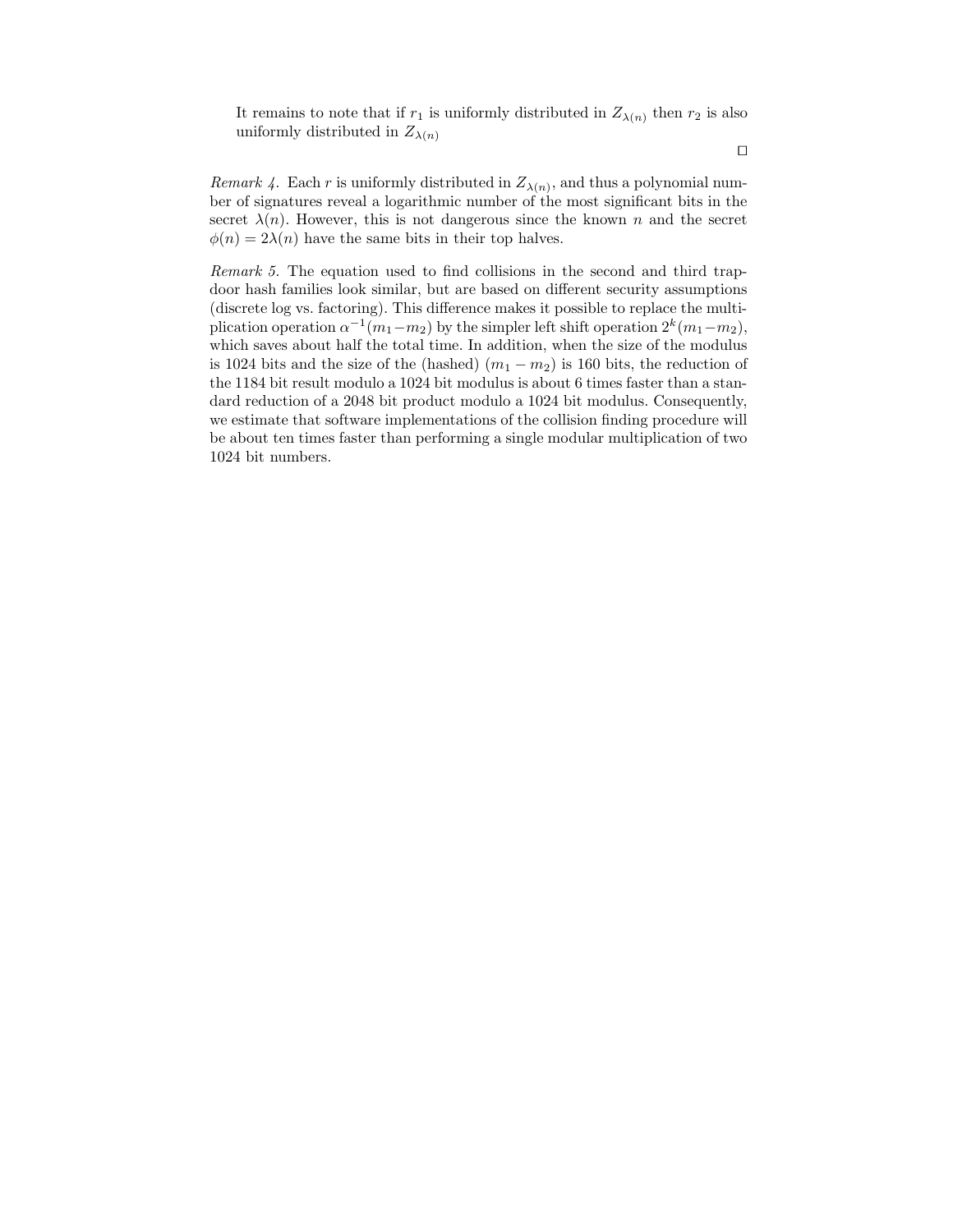It remains to note that if $r_1$ is uniformly distributed in $Z_{\lambda(n)}$ then $r_2$ is also uniformly distributed in $Z_{\lambda(n)}$

□

*Remark 4.* Each $r$ is uniformly distributed in $Z_{\lambda(n)}$, and thus a polynomial number of signatures reveal a logarithmic number of the most significant bits in the secret $\lambda(n)$. However, this is not dangerous since the known $n$ and the secret $\phi(n) = 2\lambda(n)$ have the same bits in their top halves.

*Remark 5.* The equation used to find collisions in the second and third trapdoor hash families look similar, but are based on different security assumptions (discrete log vs. factoring). This difference makes it possible to replace the multiplication operation $\alpha^{-1}(m_1 - m_2)$ by the simpler left shift operation $2^k(m_1 - m_2)$, which saves about half the total time. In addition, when the size of the modulus is 1024 bits and the size of the (hashed) $(m_1 - m_2)$ is 160 bits, the reduction of the 1184 bit result modulo a 1024 bit modulus is about 6 times faster than a standard reduction of a 2048 bit product modulo a 1024 bit modulus. Consequently, we estimate that software implementations of the collision finding procedure will be about ten times faster than performing a single modular multiplication of two 1024 bit numbers.